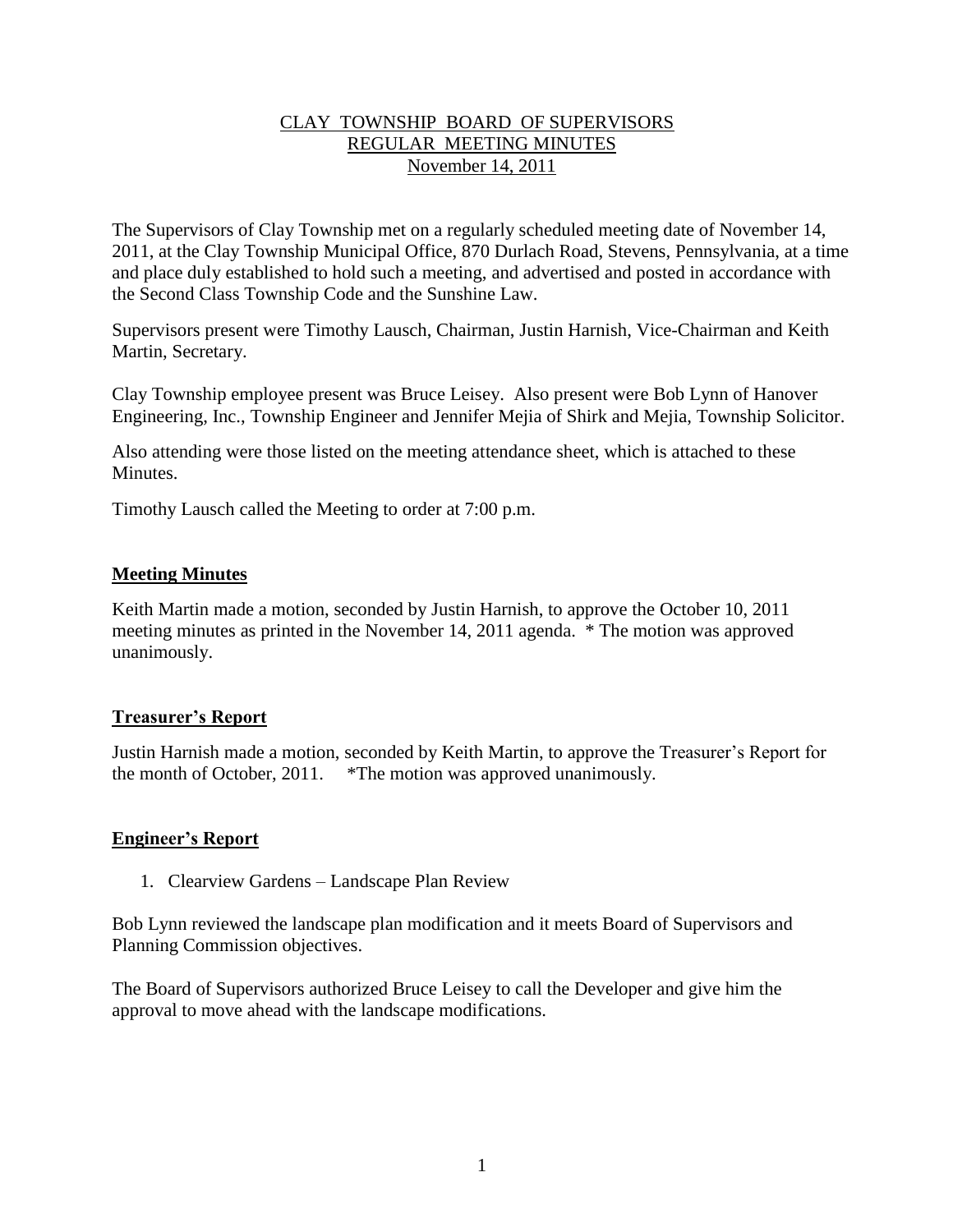# CLAY TOWNSHIP BOARD OF SUPERVISORS
## REGULAR MEETING MINUTES
### November 14, 2011

The Supervisors of Clay Township met on a regularly scheduled meeting date of November 14, 2011, at the Clay Township Municipal Office, 870 Durlach Road, Stevens, Pennsylvania, at a time and place duly established to hold such a meeting, and advertised and posted in accordance with the Second Class Township Code and the Sunshine Law.

Supervisors present were Timothy Lausch, Chairman, Justin Harnish, Vice-Chairman and Keith Martin, Secretary.

Clay Township employee present was Bruce Leisey. Also present were Bob Lynn of Hanover Engineering, Inc., Township Engineer and Jennifer Mejia of Shirk and Mejia, Township Solicitor.

Also attending were those listed on the meeting attendance sheet, which is attached to these Minutes.

Timothy Lausch called the Meeting to order at 7:00 p.m.

## Meeting Minutes

Keith Martin made a motion, seconded by Justin Harnish, to approve the October 10, 2011 meeting minutes as printed in the November 14, 2011 agenda. * The motion was approved unanimously.

## Treasurer's Report

Justin Harnish made a motion, seconded by Keith Martin, to approve the Treasurer's Report for the month of October, 2011. *The motion was approved unanimously.

## Engineer's Report

1. Clearview Gardens – Landscape Plan Review

Bob Lynn reviewed the landscape plan modification and it meets Board of Supervisors and Planning Commission objectives.

The Board of Supervisors authorized Bruce Leisey to call the Developer and give him the approval to move ahead with the landscape modifications.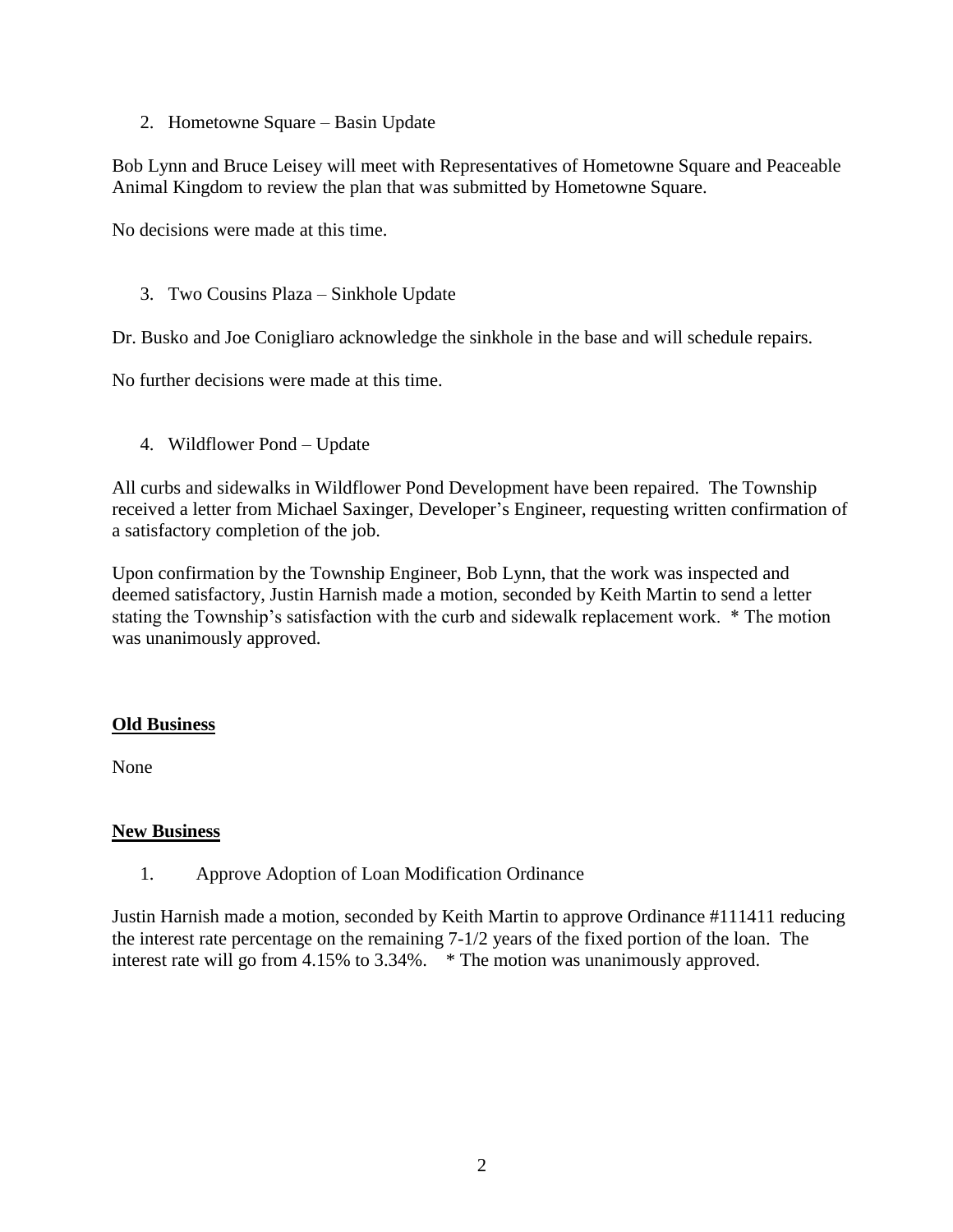2. Hometowne Square – Basin Update

Bob Lynn and Bruce Leisey will meet with Representatives of Hometowne Square and Peaceable Animal Kingdom to review the plan that was submitted by Hometowne Square.

No decisions were made at this time.

3. Two Cousins Plaza – Sinkhole Update

Dr. Busko and Joe Conigliaro acknowledge the sinkhole in the base and will schedule repairs.

No further decisions were made at this time.

4. Wildflower Pond – Update

All curbs and sidewalks in Wildflower Pond Development have been repaired. The Township received a letter from Michael Saxinger, Developer's Engineer, requesting written confirmation of a satisfactory completion of the job.

Upon confirmation by the Township Engineer, Bob Lynn, that the work was inspected and deemed satisfactory, Justin Harnish made a motion, seconded by Keith Martin to send a letter stating the Township's satisfaction with the curb and sidewalk replacement work. * The motion was unanimously approved.

## **<u>Old Business</u>**

None

## **<u>New Business</u>**

1. Approve Adoption of Loan Modification Ordinance

Justin Harnish made a motion, seconded by Keith Martin to approve Ordinance #111411 reducing the interest rate percentage on the remaining 7-1/2 years of the fixed portion of the loan. The interest rate will go from 4.15% to 3.34%. * The motion was unanimously approved.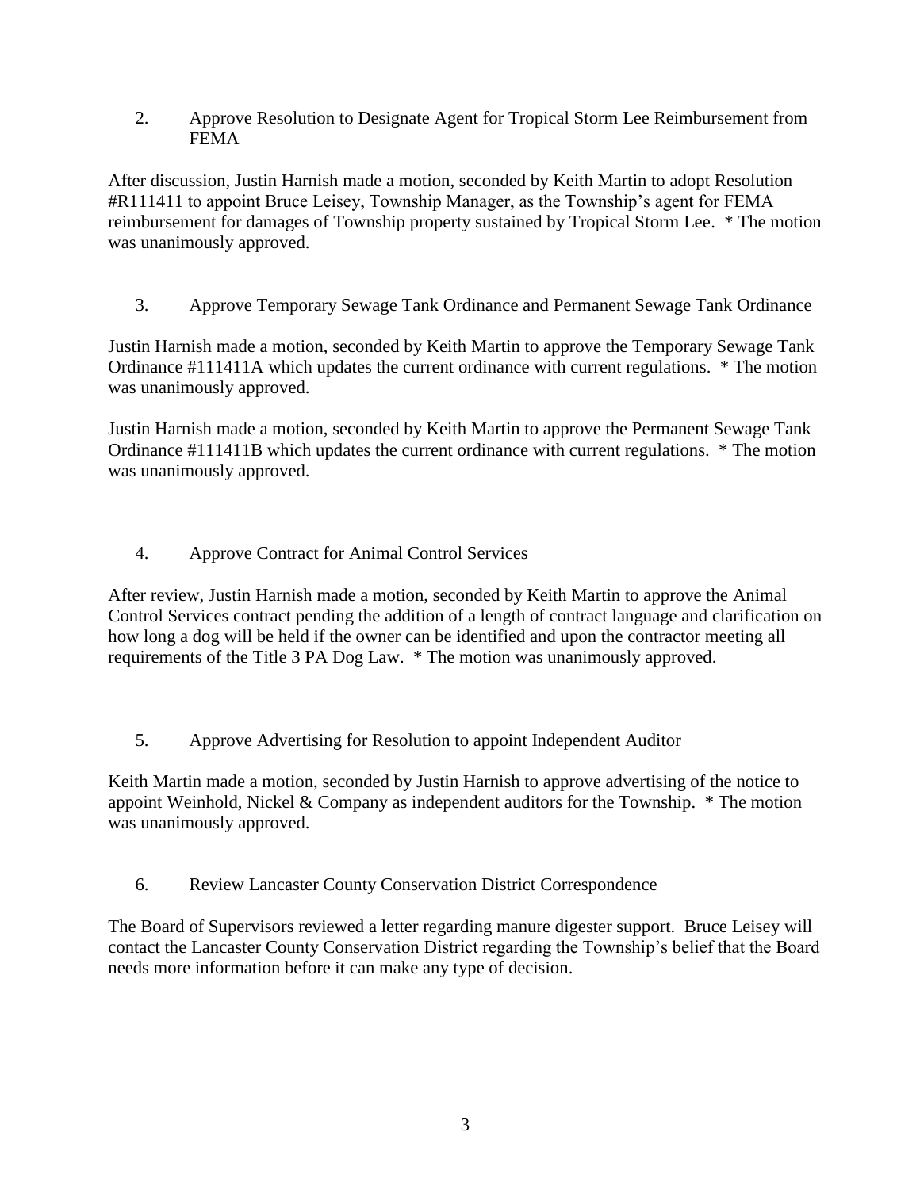2. Approve Resolution to Designate Agent for Tropical Storm Lee Reimbursement from FEMA

After discussion, Justin Harnish made a motion, seconded by Keith Martin to adopt Resolution #R111411 to appoint Bruce Leisey, Township Manager, as the Township's agent for FEMA reimbursement for damages of Township property sustained by Tropical Storm Lee. * The motion was unanimously approved.

3. Approve Temporary Sewage Tank Ordinance and Permanent Sewage Tank Ordinance

Justin Harnish made a motion, seconded by Keith Martin to approve the Temporary Sewage Tank Ordinance #111411A which updates the current ordinance with current regulations. * The motion was unanimously approved.

Justin Harnish made a motion, seconded by Keith Martin to approve the Permanent Sewage Tank Ordinance #111411B which updates the current ordinance with current regulations. * The motion was unanimously approved.

4. Approve Contract for Animal Control Services

After review, Justin Harnish made a motion, seconded by Keith Martin to approve the Animal Control Services contract pending the addition of a length of contract language and clarification on how long a dog will be held if the owner can be identified and upon the contractor meeting all requirements of the Title 3 PA Dog Law. * The motion was unanimously approved.

5. Approve Advertising for Resolution to appoint Independent Auditor

Keith Martin made a motion, seconded by Justin Harnish to approve advertising of the notice to appoint Weinhold, Nickel & Company as independent auditors for the Township. * The motion was unanimously approved.

6. Review Lancaster County Conservation District Correspondence

The Board of Supervisors reviewed a letter regarding manure digester support. Bruce Leisey will contact the Lancaster County Conservation District regarding the Township's belief that the Board needs more information before it can make any type of decision.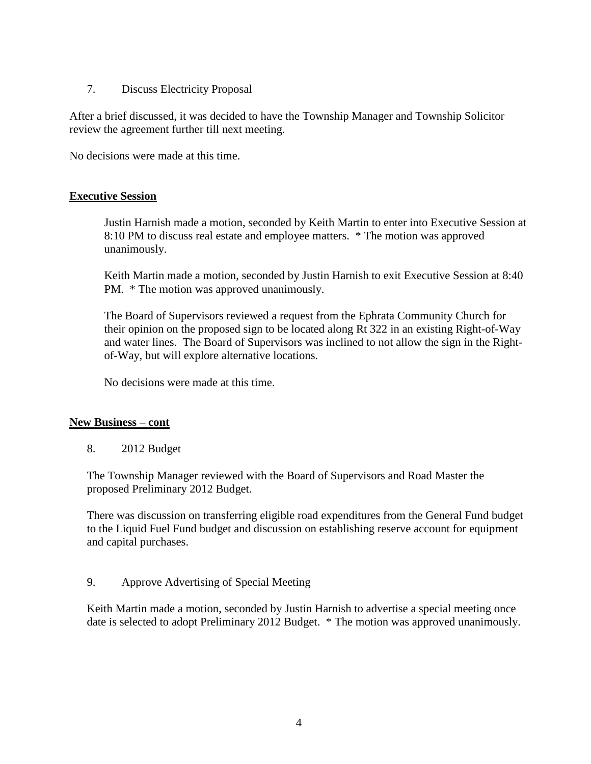7. Discuss Electricity Proposal

After a brief discussed, it was decided to have the Township Manager and Township Solicitor review the agreement further till next meeting.

No decisions were made at this time.

## **Executive Session**

Justin Harnish made a motion, seconded by Keith Martin to enter into Executive Session at 8:10 PM to discuss real estate and employee matters. * The motion was approved unanimously.

Keith Martin made a motion, seconded by Justin Harnish to exit Executive Session at 8:40 PM. * The motion was approved unanimously.

The Board of Supervisors reviewed a request from the Ephrata Community Church for their opinion on the proposed sign to be located along Rt 322 in an existing Right-of-Way and water lines. The Board of Supervisors was inclined to not allow the sign in the Right-of-Way, but will explore alternative locations.

No decisions were made at this time.

## **New Business – cont**

8. 2012 Budget

The Township Manager reviewed with the Board of Supervisors and Road Master the proposed Preliminary 2012 Budget.

There was discussion on transferring eligible road expenditures from the General Fund budget to the Liquid Fuel Fund budget and discussion on establishing reserve account for equipment and capital purchases.

9. Approve Advertising of Special Meeting

Keith Martin made a motion, seconded by Justin Harnish to advertise a special meeting once date is selected to adopt Preliminary 2012 Budget. * The motion was approved unanimously.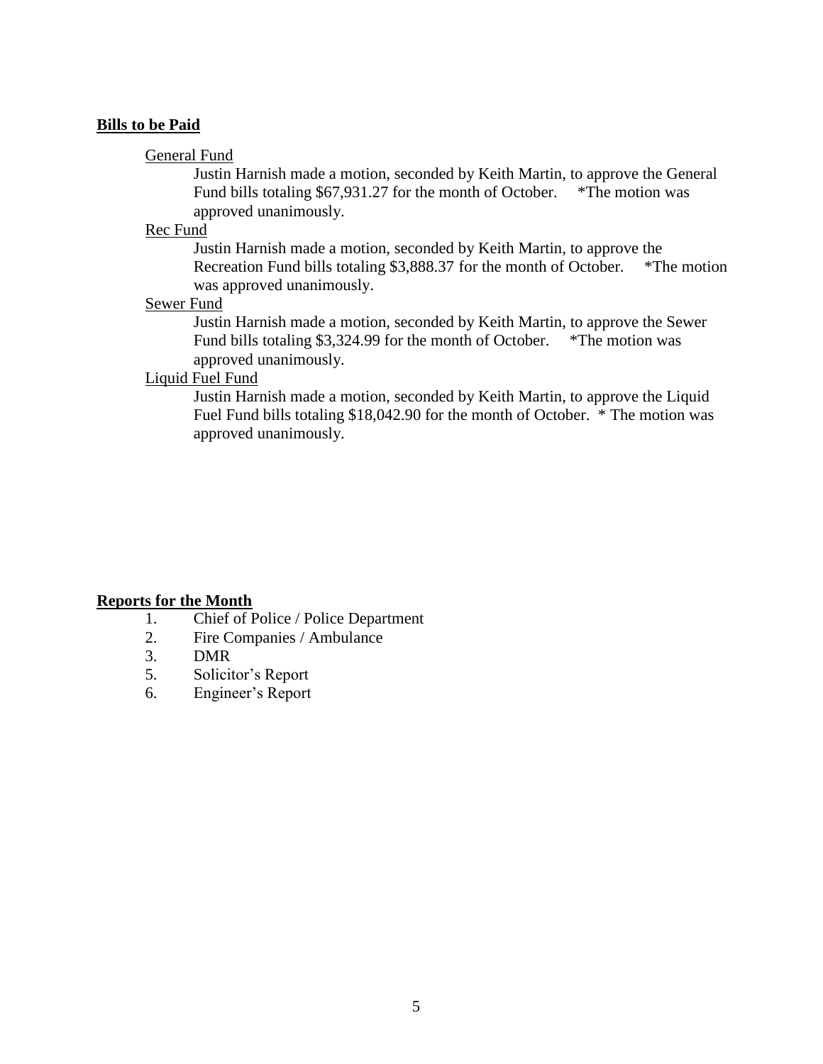**Bills to be Paid**

General Fund

Justin Harnish made a motion, seconded by Keith Martin, to approve the General Fund bills totaling $67,931.27 for the month of October. *The motion was approved unanimously.

Rec Fund

Justin Harnish made a motion, seconded by Keith Martin, to approve the Recreation Fund bills totaling $3,888.37 for the month of October. *The motion was approved unanimously.

Sewer Fund

Justin Harnish made a motion, seconded by Keith Martin, to approve the Sewer Fund bills totaling $3,324.99 for the month of October. *The motion was approved unanimously.

Liquid Fuel Fund

Justin Harnish made a motion, seconded by Keith Martin, to approve the Liquid Fuel Fund bills totaling $18,042.90 for the month of October. * The motion was approved unanimously.

**Reports for the Month**

1. Chief of Police / Police Department
2. Fire Companies / Ambulance
3. DMR
5. Solicitor's Report
6. Engineer's Report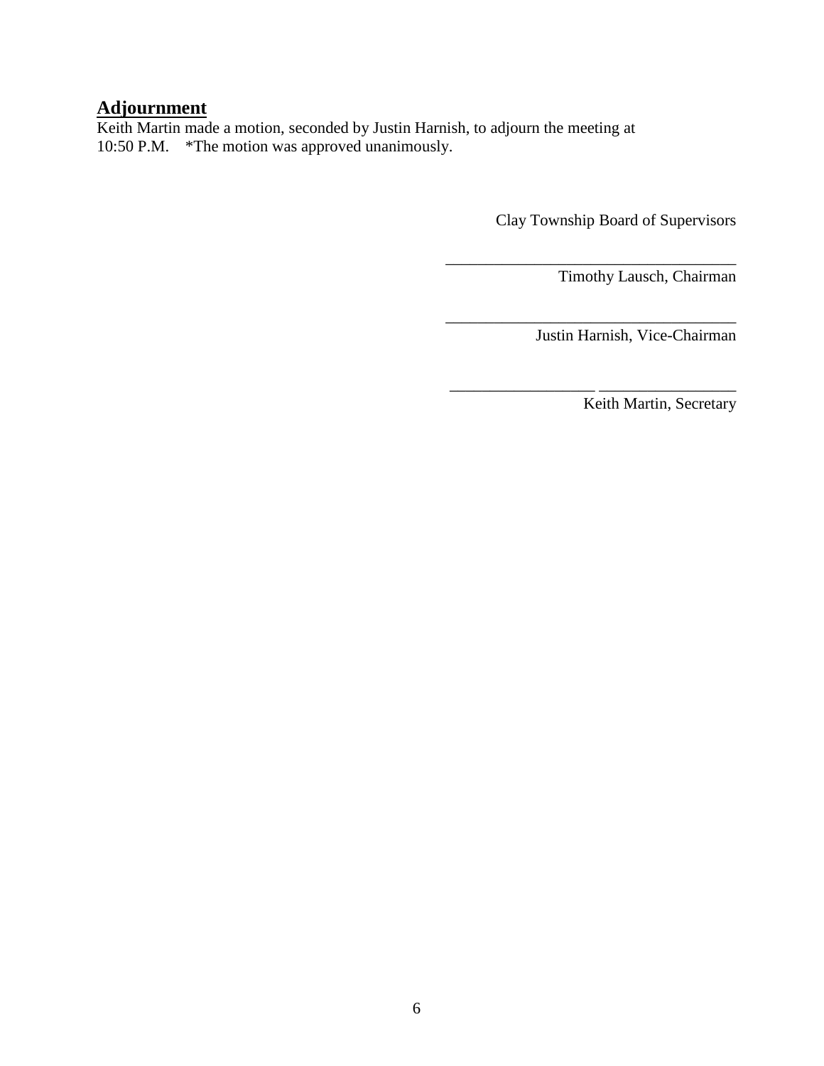## Adjournment

Keith Martin made a motion, seconded by Justin Harnish, to adjourn the meeting at 10:50 P.M. *The motion was approved unanimously.

Clay Township Board of Supervisors

_____________________________________
Timothy Lausch, Chairman

_____________________________________
Justin Harnish, Vice-Chairman

_____________________________________
Keith Martin, Secretary